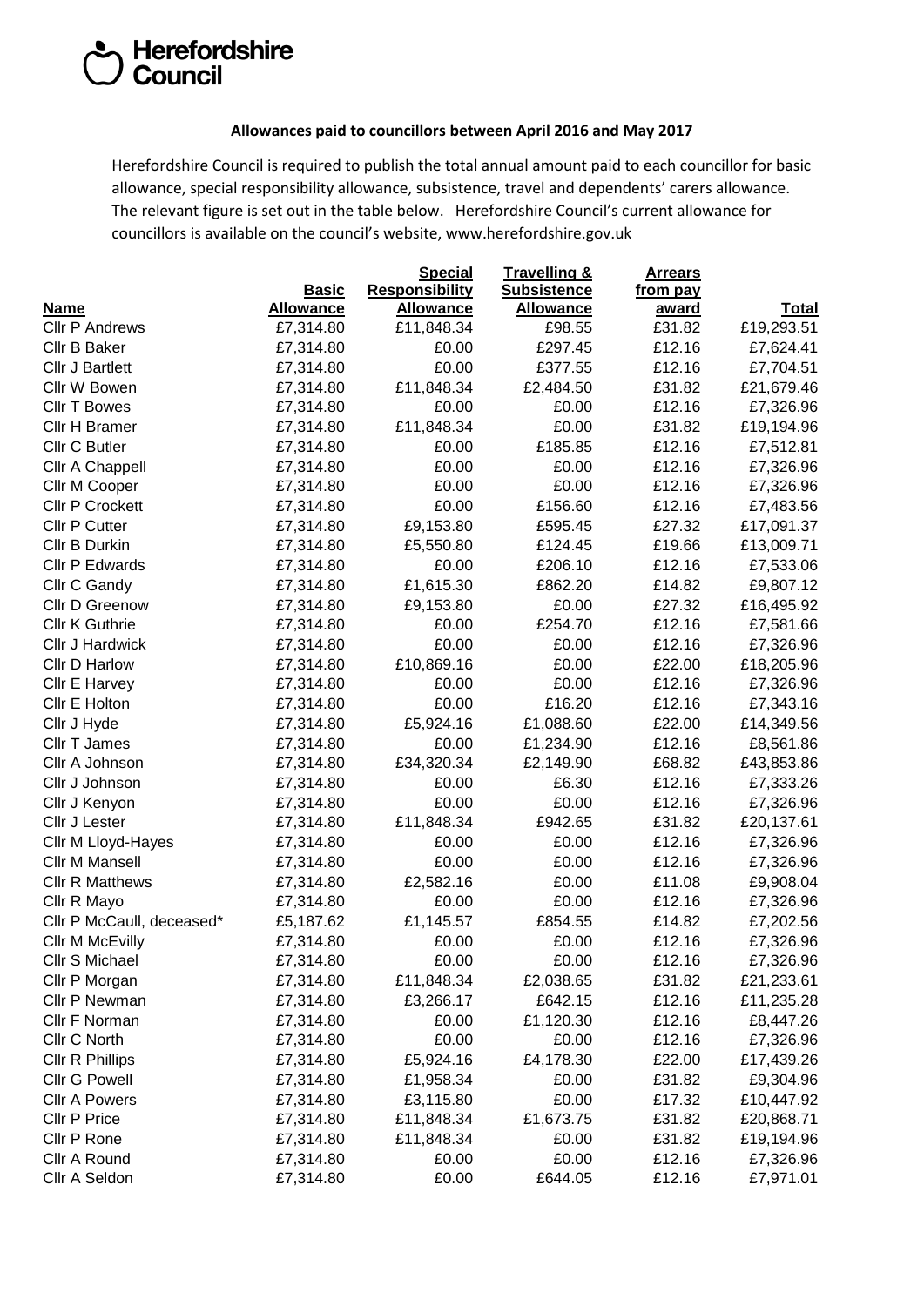Herefordshire Council

**Allowances paid to councillors between April 2016 and May 2017**

Herefordshire Council is required to publish the total annual amount paid to each councillor for basic allowance, special responsibility allowance, subsistence, travel and dependents' carers allowance. The relevant figure is set out in the table below. Herefordshire Council's current allowance for councillors is available on the council's website, www.herefordshire.gov.uk

| Name | Basic Allowance | Special Responsibility Allowance | Travelling & Subsistence Allowance | Arrears from pay award | Total |
|---|---|---|---|---|---|
| Cllr P Andrews | £7,314.80 | £11,848.34 | £98.55 | £31.82 | £19,293.51 |
| Cllr B Baker | £7,314.80 | £0.00 | £297.45 | £12.16 | £7,624.41 |
| Cllr J Bartlett | £7,314.80 | £0.00 | £377.55 | £12.16 | £7,704.51 |
| Cllr W Bowen | £7,314.80 | £11,848.34 | £2,484.50 | £31.82 | £21,679.46 |
| Cllr T Bowes | £7,314.80 | £0.00 | £0.00 | £12.16 | £7,326.96 |
| Cllr H Bramer | £7,314.80 | £11,848.34 | £0.00 | £31.82 | £19,194.96 |
| Cllr C Butler | £7,314.80 | £0.00 | £185.85 | £12.16 | £7,512.81 |
| Cllr A Chappell | £7,314.80 | £0.00 | £0.00 | £12.16 | £7,326.96 |
| Cllr M Cooper | £7,314.80 | £0.00 | £0.00 | £12.16 | £7,326.96 |
| Cllr P Crockett | £7,314.80 | £0.00 | £156.60 | £12.16 | £7,483.56 |
| Cllr P Cutter | £7,314.80 | £9,153.80 | £595.45 | £27.32 | £17,091.37 |
| Cllr B Durkin | £7,314.80 | £5,550.80 | £124.45 | £19.66 | £13,009.71 |
| Cllr P Edwards | £7,314.80 | £0.00 | £206.10 | £12.16 | £7,533.06 |
| Cllr C Gandy | £7,314.80 | £1,615.30 | £862.20 | £14.82 | £9,807.12 |
| Cllr D Greenow | £7,314.80 | £9,153.80 | £0.00 | £27.32 | £16,495.92 |
| Cllr K Guthrie | £7,314.80 | £0.00 | £254.70 | £12.16 | £7,581.66 |
| Cllr J Hardwick | £7,314.80 | £0.00 | £0.00 | £12.16 | £7,326.96 |
| Cllr D Harlow | £7,314.80 | £10,869.16 | £0.00 | £22.00 | £18,205.96 |
| Cllr E Harvey | £7,314.80 | £0.00 | £0.00 | £12.16 | £7,326.96 |
| Cllr E Holton | £7,314.80 | £0.00 | £16.20 | £12.16 | £7,343.16 |
| Cllr J Hyde | £7,314.80 | £5,924.16 | £1,088.60 | £22.00 | £14,349.56 |
| Cllr T James | £7,314.80 | £0.00 | £1,234.90 | £12.16 | £8,561.86 |
| Cllr A Johnson | £7,314.80 | £34,320.34 | £2,149.90 | £68.82 | £43,853.86 |
| Cllr J Johnson | £7,314.80 | £0.00 | £6.30 | £12.16 | £7,333.26 |
| Cllr J Kenyon | £7,314.80 | £0.00 | £0.00 | £12.16 | £7,326.96 |
| Cllr J Lester | £7,314.80 | £11,848.34 | £942.65 | £31.82 | £20,137.61 |
| Cllr M Lloyd-Hayes | £7,314.80 | £0.00 | £0.00 | £12.16 | £7,326.96 |
| Cllr M Mansell | £7,314.80 | £0.00 | £0.00 | £12.16 | £7,326.96 |
| Cllr R Matthews | £7,314.80 | £2,582.16 | £0.00 | £11.08 | £9,908.04 |
| Cllr R Mayo | £7,314.80 | £0.00 | £0.00 | £12.16 | £7,326.96 |
| Cllr P McCaull, deceased* | £5,187.62 | £1,145.57 | £854.55 | £14.82 | £7,202.56 |
| Cllr M McEvilly | £7,314.80 | £0.00 | £0.00 | £12.16 | £7,326.96 |
| Cllr S Michael | £7,314.80 | £0.00 | £0.00 | £12.16 | £7,326.96 |
| Cllr P Morgan | £7,314.80 | £11,848.34 | £2,038.65 | £31.82 | £21,233.61 |
| Cllr P Newman | £7,314.80 | £3,266.17 | £642.15 | £12.16 | £11,235.28 |
| Cllr F Norman | £7,314.80 | £0.00 | £1,120.30 | £12.16 | £8,447.26 |
| Cllr C North | £7,314.80 | £0.00 | £0.00 | £12.16 | £7,326.96 |
| Cllr R Phillips | £7,314.80 | £5,924.16 | £4,178.30 | £22.00 | £17,439.26 |
| Cllr G Powell | £7,314.80 | £1,958.34 | £0.00 | £31.82 | £9,304.96 |
| Cllr A Powers | £7,314.80 | £3,115.80 | £0.00 | £17.32 | £10,447.92 |
| Cllr P Price | £7,314.80 | £11,848.34 | £1,673.75 | £31.82 | £20,868.71 |
| Cllr P Rone | £7,314.80 | £11,848.34 | £0.00 | £31.82 | £19,194.96 |
| Cllr A Round | £7,314.80 | £0.00 | £0.00 | £12.16 | £7,326.96 |
| Cllr A Seldon | £7,314.80 | £0.00 | £644.05 | £12.16 | £7,971.01 |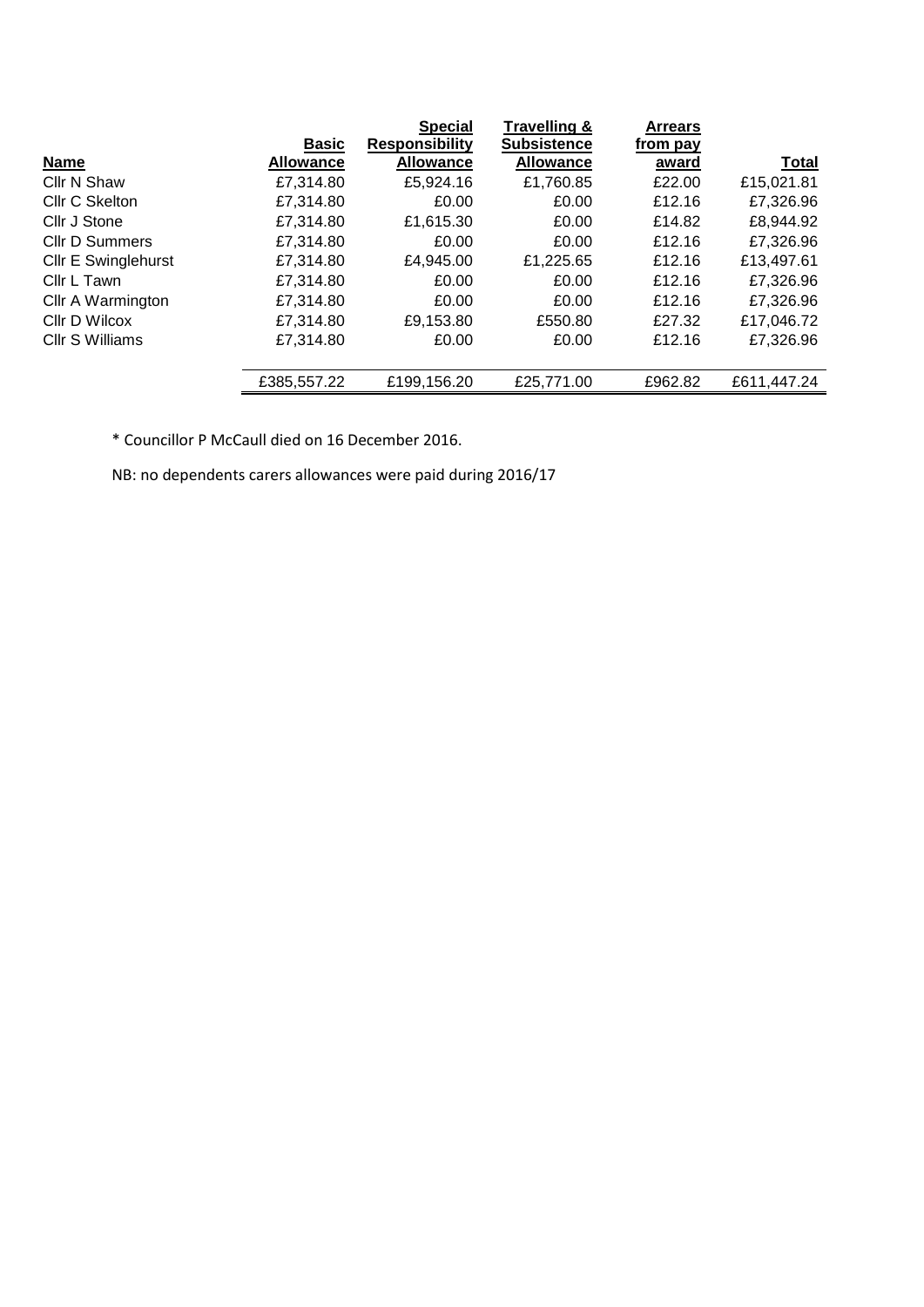| Name | Basic Allowance | Special Responsibility Allowance | Travelling & Subsistence Allowance | Arrears from pay award | Total |
|---|---|---|---|---|---|
| Cllr N Shaw | £7,314.80 | £5,924.16 | £1,760.85 | £22.00 | £15,021.81 |
| Cllr C Skelton | £7,314.80 | £0.00 | £0.00 | £12.16 | £7,326.96 |
| Cllr J Stone | £7,314.80 | £1,615.30 | £0.00 | £14.82 | £8,944.92 |
| Cllr D Summers | £7,314.80 | £0.00 | £0.00 | £12.16 | £7,326.96 |
| Cllr E Swinglehurst | £7,314.80 | £4,945.00 | £1,225.65 | £12.16 | £13,497.61 |
| Cllr L Tawn | £7,314.80 | £0.00 | £0.00 | £12.16 | £7,326.96 |
| Cllr A Warmington | £7,314.80 | £0.00 | £0.00 | £12.16 | £7,326.96 |
| Cllr D Wilcox | £7,314.80 | £9,153.80 | £550.80 | £27.32 | £17,046.72 |
| Cllr S Williams | £7,314.80 | £0.00 | £0.00 | £12.16 | £7,326.96 |
| | £385,557.22 | £199,156.20 | £25,771.00 | £962.82 | £611,447.24 |

\* Councillor P McCaull died on 16 December 2016.

NB: no dependents carers allowances were paid during 2016/17